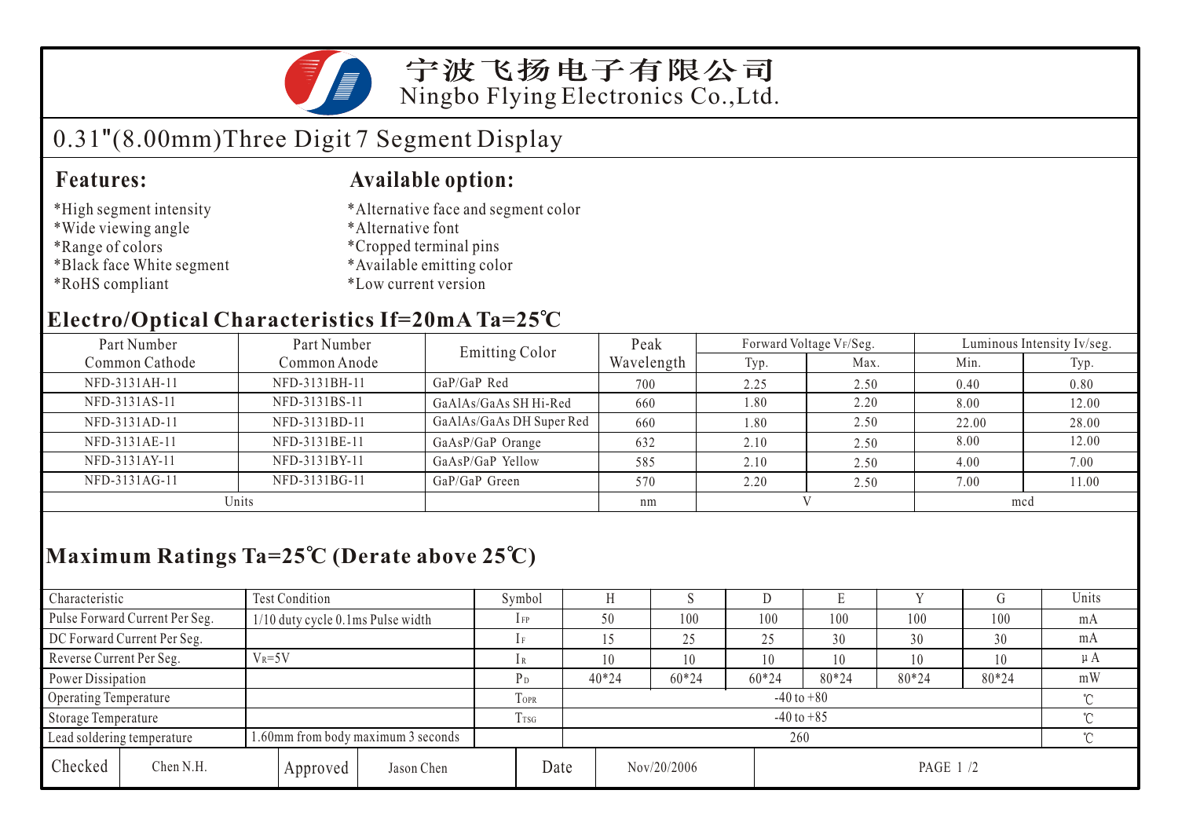# 宁波飞扬电子有限公司
Ningbo Flying Electronics Co.,Ltd.

## 0.31"(8.00mm)Three Digit 7 Segment Display

### Features:

*High segment intensity
*Wide viewing angle
*Range of colors
*Black face White segment
*RoHS compliant

### Available option:

*Alternative face and segment color
*Alternative font
*Cropped terminal pins
*Available emitting color
*Low current version

## Electro/Optical Characteristics If=20mA Ta=25℃

| Part Number Common Cathode | Part Number Common Anode | Emitting Color | Peak Wavelength | Forward Voltage $V_F$/Seg. | | Luminous Intensity Iv/seg. | |
|---|---|---|---|---|---|---|---|
| | | | | Typ. | Max. | Min. | Typ. |
| NFD-3131AH-11 | NFD-3131BH-11 | GaP/GaP Red | 700 | 2.25 | 2.50 | 0.40 | 0.80 |
| NFD-3131AS-11 | NFD-3131BS-11 | GaAlAs/GaAs SH Hi-Red | 660 | 1.80 | 2.20 | 8.00 | 12.00 |
| NFD-3131AD-11 | NFD-3131BD-11 | GaAlAs/GaAs DH Super Red | 660 | 1.80 | 2.50 | 22.00 | 28.00 |
| NFD-3131AE-11 | NFD-3131BE-11 | GaAsP/GaP Orange | 632 | 2.10 | 2.50 | 8.00 | 12.00 |
| NFD-3131AY-11 | NFD-3131BY-11 | GaAsP/GaP Yellow | 585 | 2.10 | 2.50 | 4.00 | 7.00 |
| NFD-3131AG-11 | NFD-3131BG-11 | GaP/GaP Green | 570 | 2.20 | 2.50 | 7.00 | 11.00 |
| Units | | | nm | V | | mcd | |

## Maximum Ratings Ta=25℃ (Derate above 25℃)

| Characteristic | Test Condition | Symbol | H | S | D | E | Y | G | Units |
|---|---|---|---|---|---|---|---|---|---|
| Pulse Forward Current Per Seg. | 1/10 duty cycle 0.1ms Pulse width | $I_{FP}$ | 50 | 100 | 100 | 100 | 100 | 100 | mA |
| DC Forward Current Per Seg. | | $I_F$ | 15 | 25 | 25 | 30 | 30 | 30 | mA |
| Reverse Current Per Seg. | $V_R$=5V | $I_R$ | 10 | 10 | 10 | 10 | 10 | 10 | μA |
| Power Dissipation | | $P_D$ | 40*24 | 60*24 | 60*24 | 80*24 | 80*24 | 80*24 | mW |
| Operating Temperature | | $T_{OPR}$ | -40 to +80 | | | | | | ℃ |
| Storage Temperature | | $T_{TSG}$ | -40 to +85 | | | | | | ℃ |
| Lead soldering temperature | 1.60mm from body maximum 3 seconds | | 260 | | | | | | ℃ |

| Checked | Chen N.H. | Approved | Jason Chen | Date | Nov/20/2006 |
|---|---|---|---|---|---|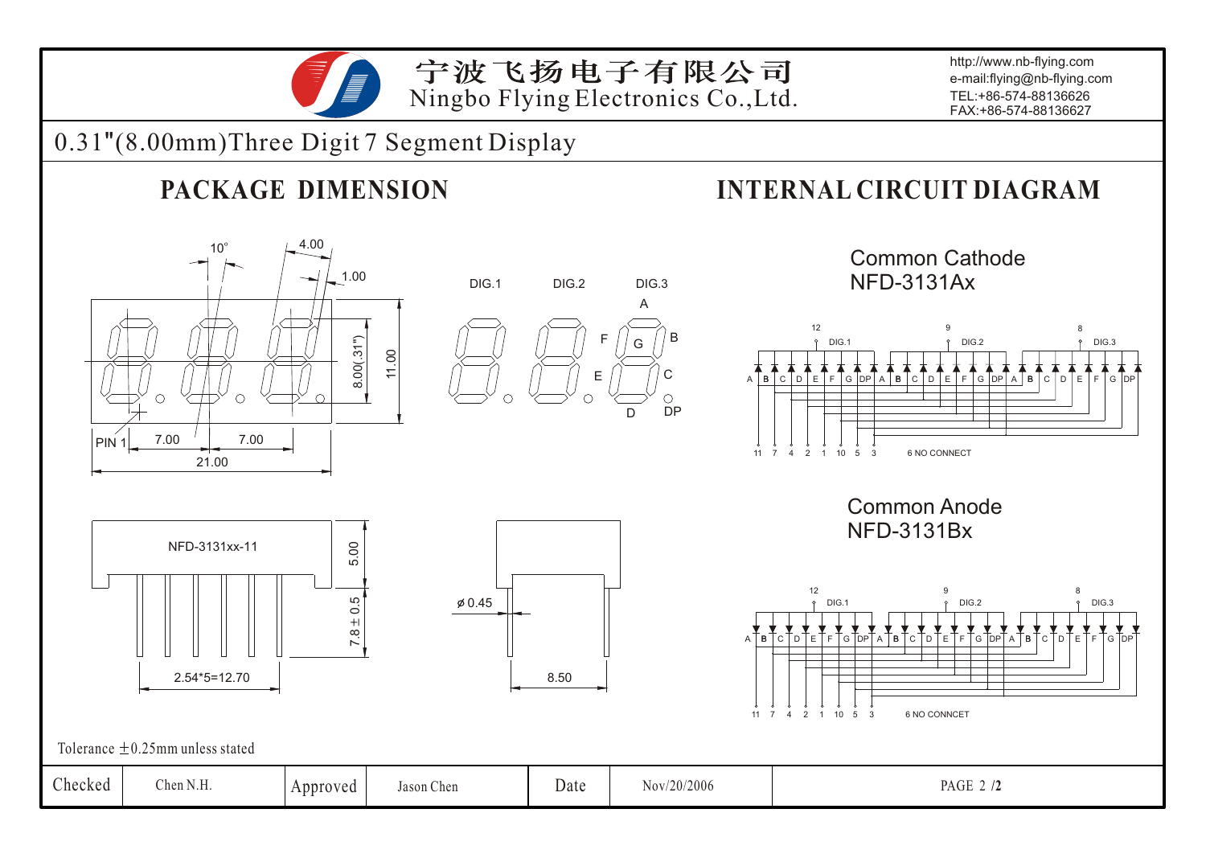宁波飞扬电子有限公司
Ningbo Flying Electronics Co.,Ltd.

http://www.nb-flying.com
e-mail:flying@nb-flying.com
TEL:+86-574-88136626
FAX:+86-574-88136627

# 0.31"(8.00mm)Three Digit 7 Segment Display

## PACKAGE DIMENSION

10°
4.00
1.00
8.00(.31")
11.00
PIN 1
7.00
7.00
21.00

DIG.1 DIG.2 DIG.3
A B C D E F G DP

NFD-3131xx-11
5.00
7.8±0.5
2.54*5=12.70
ø0.45
8.50

## INTERNAL CIRCUIT DIAGRAM

Common Cathode
NFD-3131Ax

12 DIG.1 9 DIG.2 8 DIG.3
A B C D E F G DP A B C D E F G DP A B C D E F G DP
11 7 4 2 1 10 5 3
6 NO CONNECT

Common Anode
NFD-3131Bx

12 DIG.1 9 DIG.2 8 DIG.3
A B C D E F G DP A B C D E F G DP A B C D E F G DP
11 7 4 2 1 10 5 3
6 NO CONNCET

Tolerance ±0.25mm unless stated

| Checked | Chen N.H. | Approved | Jason Chen | Date | Nov/20/2006 | PAGE 2 /2 |
|---|---|---|---|---|---|---|